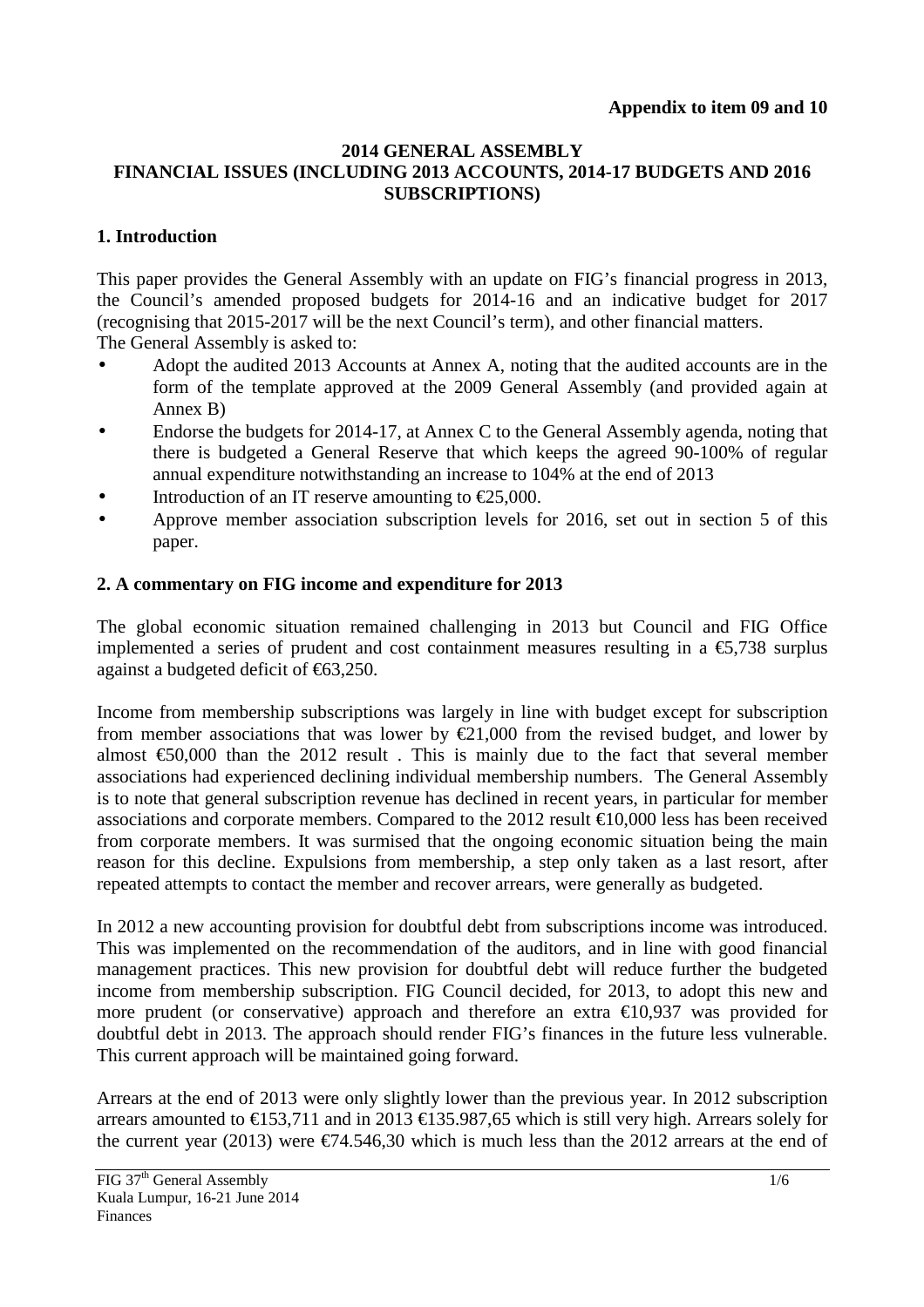**Appendix to item 09 and 10**

**2014 GENERAL ASSEMBLY**
**FINANCIAL ISSUES (INCLUDING 2013 ACCOUNTS, 2014-17 BUDGETS AND 2016 SUBSCRIPTIONS)**

## 1. Introduction

This paper provides the General Assembly with an update on FIG's financial progress in 2013, the Council's amended proposed budgets for 2014-16 and an indicative budget for 2017 (recognising that 2015-2017 will be the next Council's term), and other financial matters.
The General Assembly is asked to:

- Adopt the audited 2013 Accounts at Annex A, noting that the audited accounts are in the form of the template approved at the 2009 General Assembly (and provided again at Annex B)
- Endorse the budgets for 2014-17, at Annex C to the General Assembly agenda, noting that there is budgeted a General Reserve that which keeps the agreed 90-100% of regular annual expenditure notwithstanding an increase to 104% at the end of 2013
- Introduction of an IT reserve amounting to €25,000.
- Approve member association subscription levels for 2016, set out in section 5 of this paper.

## 2. A commentary on FIG income and expenditure for 2013

The global economic situation remained challenging in 2013 but Council and FIG Office implemented a series of prudent and cost containment measures resulting in a €5,738 surplus against a budgeted deficit of €63,250.

Income from membership subscriptions was largely in line with budget except for subscription from member associations that was lower by €21,000 from the revised budget, and lower by almost €50,000 than the 2012 result . This is mainly due to the fact that several member associations had experienced declining individual membership numbers. The General Assembly is to note that general subscription revenue has declined in recent years, in particular for member associations and corporate members. Compared to the 2012 result €10,000 less has been received from corporate members. It was surmised that the ongoing economic situation being the main reason for this decline. Expulsions from membership, a step only taken as a last resort, after repeated attempts to contact the member and recover arrears, were generally as budgeted.

In 2012 a new accounting provision for doubtful debt from subscriptions income was introduced. This was implemented on the recommendation of the auditors, and in line with good financial management practices. This new provision for doubtful debt will reduce further the budgeted income from membership subscription. FIG Council decided, for 2013, to adopt this new and more prudent (or conservative) approach and therefore an extra €10,937 was provided for doubtful debt in 2013. The approach should render FIG's finances in the future less vulnerable. This current approach will be maintained going forward.

Arrears at the end of 2013 were only slightly lower than the previous year. In 2012 subscription arrears amounted to €153,711 and in 2013 €135.987,65 which is still very high. Arrears solely for the current year (2013) were €74.546,30 which is much less than the 2012 arrears at the end of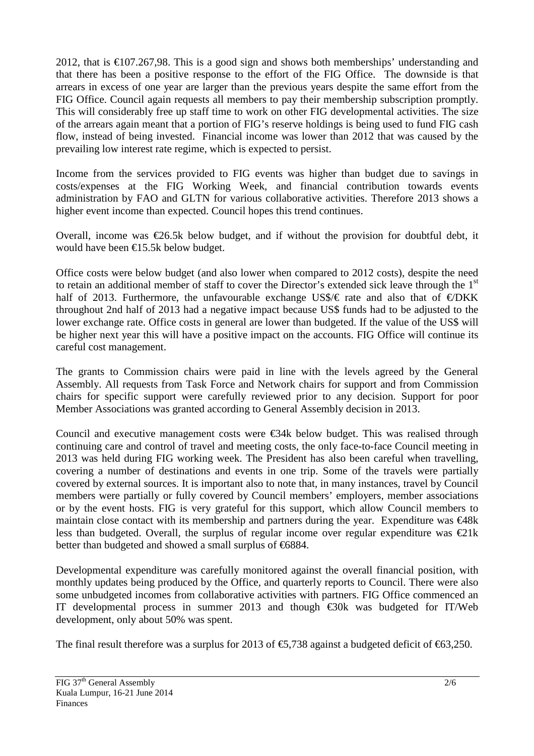2012, that is €107.267,98. This is a good sign and shows both memberships' understanding and that there has been a positive response to the effort of the FIG Office. The downside is that arrears in excess of one year are larger than the previous years despite the same effort from the FIG Office. Council again requests all members to pay their membership subscription promptly. This will considerably free up staff time to work on other FIG developmental activities. The size of the arrears again meant that a portion of FIG's reserve holdings is being used to fund FIG cash flow, instead of being invested. Financial income was lower than 2012 that was caused by the prevailing low interest rate regime, which is expected to persist.

Income from the services provided to FIG events was higher than budget due to savings in costs/expenses at the FIG Working Week, and financial contribution towards events administration by FAO and GLTN for various collaborative activities. Therefore 2013 shows a higher event income than expected. Council hopes this trend continues.

Overall, income was €26.5k below budget, and if without the provision for doubtful debt, it would have been €15.5k below budget.

Office costs were below budget (and also lower when compared to 2012 costs), despite the need to retain an additional member of staff to cover the Director's extended sick leave through the 1st half of 2013. Furthermore, the unfavourable exchange US$/€ rate and also that of €/DKK throughout 2nd half of 2013 had a negative impact because US$ funds had to be adjusted to the lower exchange rate. Office costs in general are lower than budgeted. If the value of the US$ will be higher next year this will have a positive impact on the accounts. FIG Office will continue its careful cost management.

The grants to Commission chairs were paid in line with the levels agreed by the General Assembly. All requests from Task Force and Network chairs for support and from Commission chairs for specific support were carefully reviewed prior to any decision. Support for poor Member Associations was granted according to General Assembly decision in 2013.

Council and executive management costs were €34k below budget. This was realised through continuing care and control of travel and meeting costs, the only face-to-face Council meeting in 2013 was held during FIG working week. The President has also been careful when travelling, covering a number of destinations and events in one trip. Some of the travels were partially covered by external sources. It is important also to note that, in many instances, travel by Council members were partially or fully covered by Council members' employers, member associations or by the event hosts. FIG is very grateful for this support, which allow Council members to maintain close contact with its membership and partners during the year. Expenditure was €48k less than budgeted. Overall, the surplus of regular income over regular expenditure was €21k better than budgeted and showed a small surplus of €6884.

Developmental expenditure was carefully monitored against the overall financial position, with monthly updates being produced by the Office, and quarterly reports to Council. There were also some unbudgeted incomes from collaborative activities with partners. FIG Office commenced an IT developmental process in summer 2013 and though €30k was budgeted for IT/Web development, only about 50% was spent.

The final result therefore was a surplus for 2013 of €5,738 against a budgeted deficit of €63,250.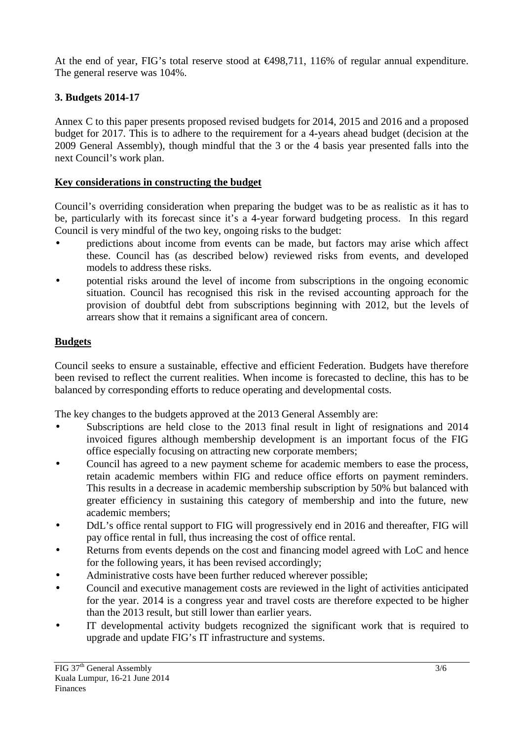At the end of year, FIG's total reserve stood at €498,711, 116% of regular annual expenditure. The general reserve was 104%.

## 3. Budgets 2014-17

Annex C to this paper presents proposed revised budgets for 2014, 2015 and 2016 and a proposed budget for 2017. This is to adhere to the requirement for a 4-years ahead budget (decision at the 2009 General Assembly), though mindful that the 3 or the 4 basis year presented falls into the next Council's work plan.

### Key considerations in constructing the budget

Council's overriding consideration when preparing the budget was to be as realistic as it has to be, particularly with its forecast since it's a 4-year forward budgeting process. In this regard Council is very mindful of the two key, ongoing risks to the budget:

- predictions about income from events can be made, but factors may arise which affect these. Council has (as described below) reviewed risks from events, and developed models to address these risks.
- potential risks around the level of income from subscriptions in the ongoing economic situation. Council has recognised this risk in the revised accounting approach for the provision of doubtful debt from subscriptions beginning with 2012, but the levels of arrears show that it remains a significant area of concern.

### Budgets

Council seeks to ensure a sustainable, effective and efficient Federation. Budgets have therefore been revised to reflect the current realities. When income is forecasted to decline, this has to be balanced by corresponding efforts to reduce operating and developmental costs.

The key changes to the budgets approved at the 2013 General Assembly are:

- Subscriptions are held close to the 2013 final result in light of resignations and 2014 invoiced figures although membership development is an important focus of the FIG office especially focusing on attracting new corporate members;
- Council has agreed to a new payment scheme for academic members to ease the process, retain academic members within FIG and reduce office efforts on payment reminders. This results in a decrease in academic membership subscription by 50% but balanced with greater efficiency in sustaining this category of membership and into the future, new academic members;
- DdL's office rental support to FIG will progressively end in 2016 and thereafter, FIG will pay office rental in full, thus increasing the cost of office rental.
- Returns from events depends on the cost and financing model agreed with LoC and hence for the following years, it has been revised accordingly;
- Administrative costs have been further reduced wherever possible;
- Council and executive management costs are reviewed in the light of activities anticipated for the year. 2014 is a congress year and travel costs are therefore expected to be higher than the 2013 result, but still lower than earlier years.
- IT developmental activity budgets recognized the significant work that is required to upgrade and update FIG's IT infrastructure and systems.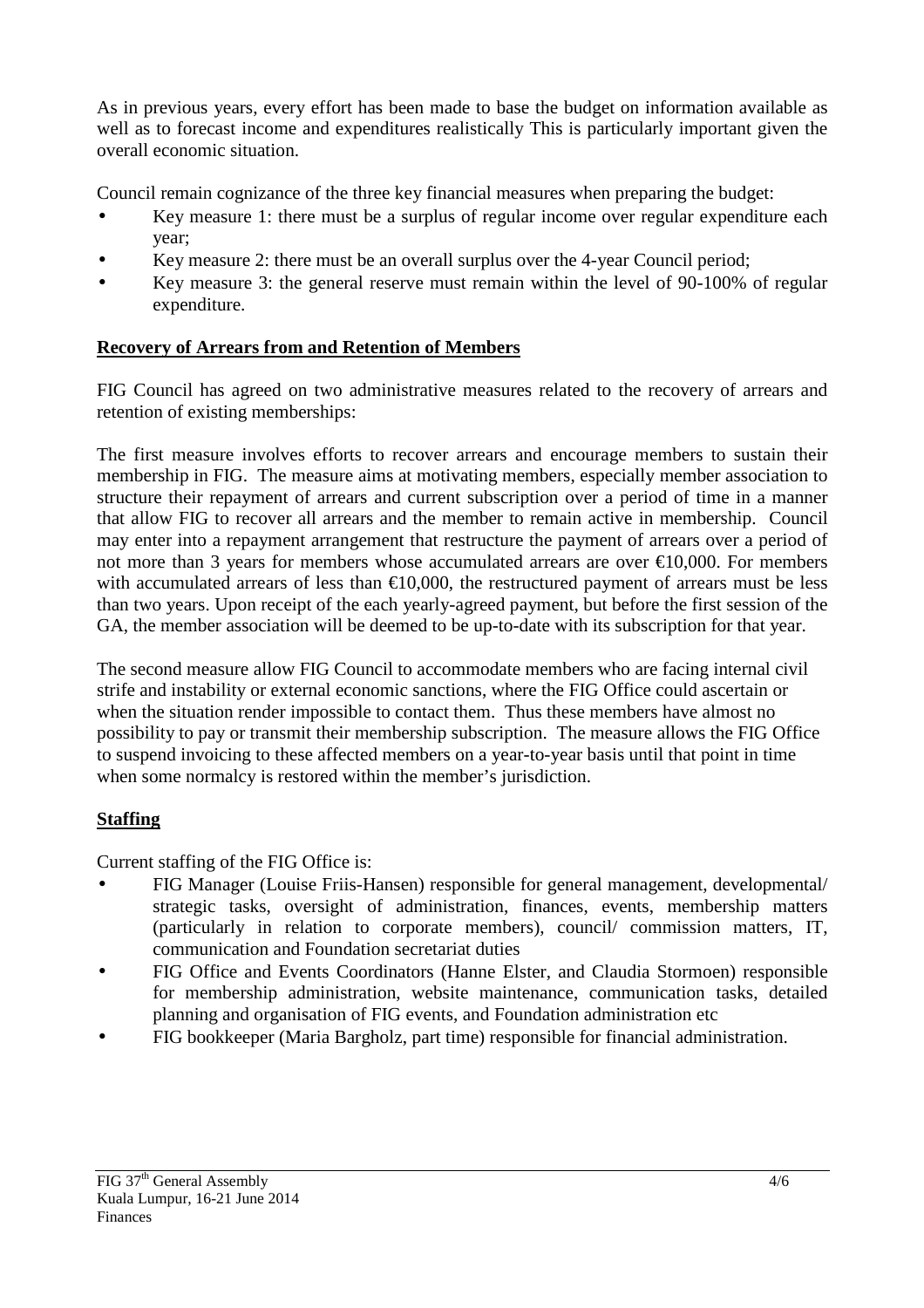As in previous years, every effort has been made to base the budget on information available as well as to forecast income and expenditures realistically This is particularly important given the overall economic situation.

Council remain cognizance of the three key financial measures when preparing the budget:

- Key measure 1: there must be a surplus of regular income over regular expenditure each year;
- Key measure 2: there must be an overall surplus over the 4-year Council period;
- Key measure 3: the general reserve must remain within the level of 90-100% of regular expenditure.

**Recovery of Arrears from and Retention of Members**

FIG Council has agreed on two administrative measures related to the recovery of arrears and retention of existing memberships:

The first measure involves efforts to recover arrears and encourage members to sustain their membership in FIG. The measure aims at motivating members, especially member association to structure their repayment of arrears and current subscription over a period of time in a manner that allow FIG to recover all arrears and the member to remain active in membership. Council may enter into a repayment arrangement that restructure the payment of arrears over a period of not more than 3 years for members whose accumulated arrears are over €10,000. For members with accumulated arrears of less than €10,000, the restructured payment of arrears must be less than two years. Upon receipt of the each yearly-agreed payment, but before the first session of the GA, the member association will be deemed to be up-to-date with its subscription for that year.

The second measure allow FIG Council to accommodate members who are facing internal civil strife and instability or external economic sanctions, where the FIG Office could ascertain or when the situation render impossible to contact them. Thus these members have almost no possibility to pay or transmit their membership subscription. The measure allows the FIG Office to suspend invoicing to these affected members on a year-to-year basis until that point in time when some normalcy is restored within the member's jurisdiction.

**Staffing**

Current staffing of the FIG Office is:

- FIG Manager (Louise Friis-Hansen) responsible for general management, developmental/ strategic tasks, oversight of administration, finances, events, membership matters (particularly in relation to corporate members), council/ commission matters, IT, communication and Foundation secretariat duties
- FIG Office and Events Coordinators (Hanne Elster, and Claudia Stormoen) responsible for membership administration, website maintenance, communication tasks, detailed planning and organisation of FIG events, and Foundation administration etc
- FIG bookkeeper (Maria Bargholz, part time) responsible for financial administration.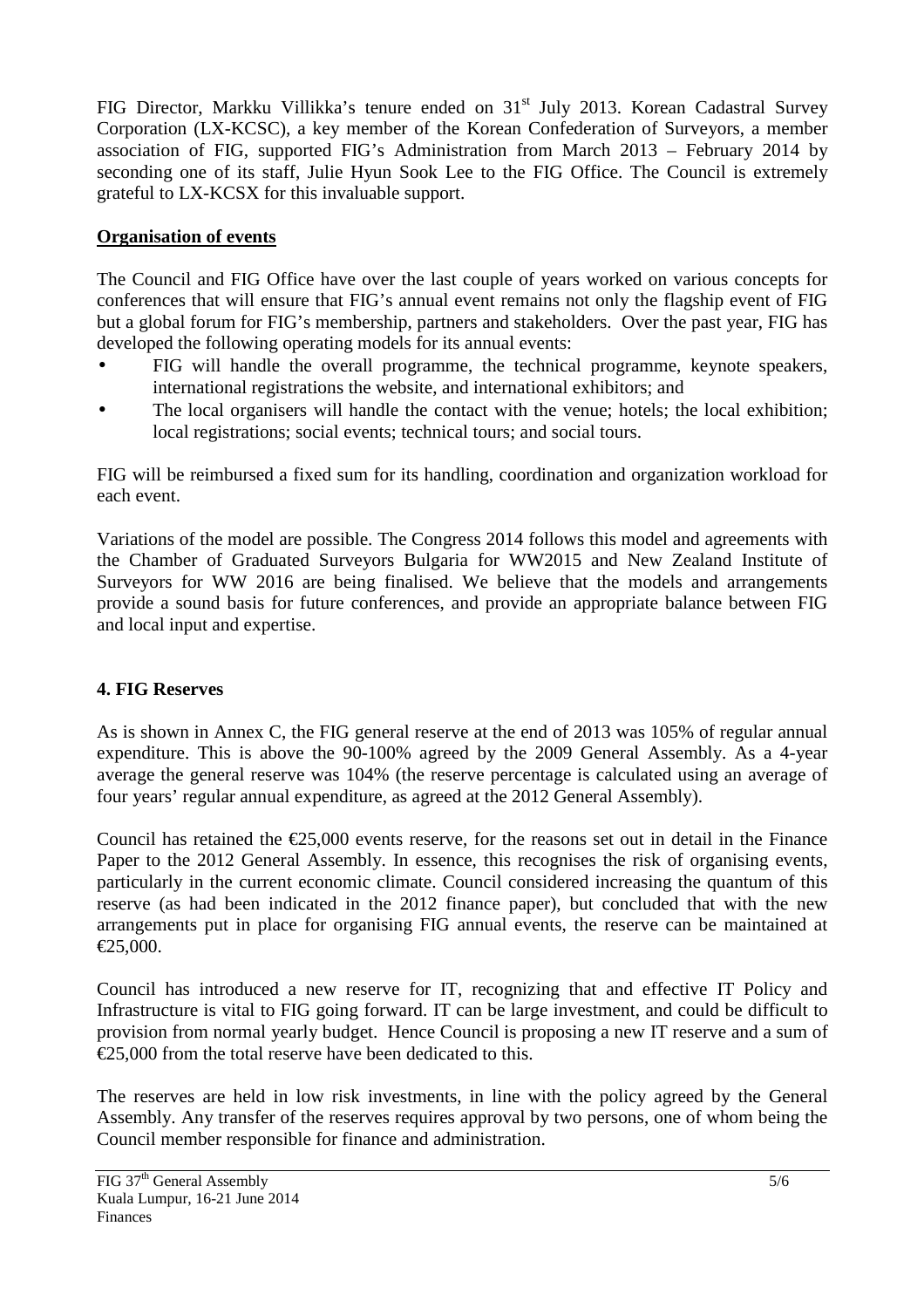FIG Director, Markku Villikka's tenure ended on 31st July 2013. Korean Cadastral Survey Corporation (LX-KCSC), a key member of the Korean Confederation of Surveyors, a member association of FIG, supported FIG's Administration from March 2013 – February 2014 by seconding one of its staff, Julie Hyun Sook Lee to the FIG Office. The Council is extremely grateful to LX-KCSX for this invaluable support.

**Organisation of events**

The Council and FIG Office have over the last couple of years worked on various concepts for conferences that will ensure that FIG's annual event remains not only the flagship event of FIG but a global forum for FIG's membership, partners and stakeholders. Over the past year, FIG has developed the following operating models for its annual events:

- FIG will handle the overall programme, the technical programme, keynote speakers, international registrations the website, and international exhibitors; and
- The local organisers will handle the contact with the venue; hotels; the local exhibition; local registrations; social events; technical tours; and social tours.

FIG will be reimbursed a fixed sum for its handling, coordination and organization workload for each event.

Variations of the model are possible. The Congress 2014 follows this model and agreements with the Chamber of Graduated Surveyors Bulgaria for WW2015 and New Zealand Institute of Surveyors for WW 2016 are being finalised. We believe that the models and arrangements provide a sound basis for future conferences, and provide an appropriate balance between FIG and local input and expertise.

## 4. FIG Reserves

As is shown in Annex C, the FIG general reserve at the end of 2013 was 105% of regular annual expenditure. This is above the 90-100% agreed by the 2009 General Assembly. As a 4-year average the general reserve was 104% (the reserve percentage is calculated using an average of four years' regular annual expenditure, as agreed at the 2012 General Assembly).

Council has retained the €25,000 events reserve, for the reasons set out in detail in the Finance Paper to the 2012 General Assembly. In essence, this recognises the risk of organising events, particularly in the current economic climate. Council considered increasing the quantum of this reserve (as had been indicated in the 2012 finance paper), but concluded that with the new arrangements put in place for organising FIG annual events, the reserve can be maintained at €25,000.

Council has introduced a new reserve for IT, recognizing that and effective IT Policy and Infrastructure is vital to FIG going forward. IT can be large investment, and could be difficult to provision from normal yearly budget. Hence Council is proposing a new IT reserve and a sum of €25,000 from the total reserve have been dedicated to this.

The reserves are held in low risk investments, in line with the policy agreed by the General Assembly. Any transfer of the reserves requires approval by two persons, one of whom being the Council member responsible for finance and administration.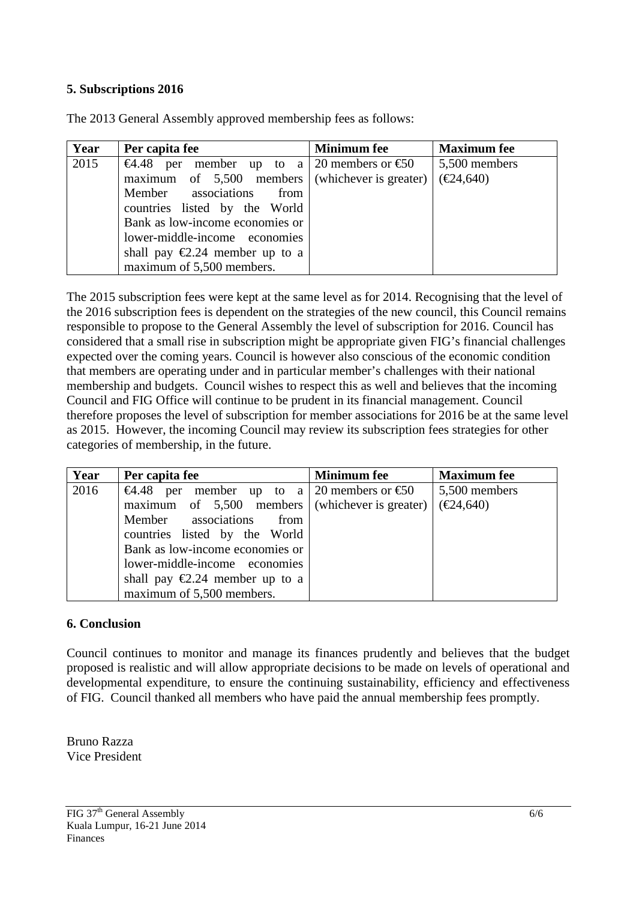## 5. Subscriptions 2016

The 2013 General Assembly approved membership fees as follows:

| Year | Per capita fee | Minimum fee | Maximum fee |
|---|---|---|---|
| 2015 | €4.48 per member up to a maximum of 5,500 members Member associations from countries listed by the World Bank as low-income economies or lower-middle-income economies shall pay €2.24 member up to a maximum of 5,500 members. | 20 members or €50 (whichever is greater) | 5,500 members (€24,640) |

The 2015 subscription fees were kept at the same level as for 2014. Recognising that the level of the 2016 subscription fees is dependent on the strategies of the new council, this Council remains responsible to propose to the General Assembly the level of subscription for 2016. Council has considered that a small rise in subscription might be appropriate given FIG's financial challenges expected over the coming years. Council is however also conscious of the economic condition that members are operating under and in particular member's challenges with their national membership and budgets. Council wishes to respect this as well and believes that the incoming Council and FIG Office will continue to be prudent in its financial management. Council therefore proposes the level of subscription for member associations for 2016 be at the same level as 2015. However, the incoming Council may review its subscription fees strategies for other categories of membership, in the future.

| Year | Per capita fee | Minimum fee | Maximum fee |
|---|---|---|---|
| 2016 | €4.48 per member up to a maximum of 5,500 members Member associations from countries listed by the World Bank as low-income economies or lower-middle-income economies shall pay €2.24 member up to a maximum of 5,500 members. | 20 members or €50 (whichever is greater) | 5,500 members (€24,640) |

## 6. Conclusion

Council continues to monitor and manage its finances prudently and believes that the budget proposed is realistic and will allow appropriate decisions to be made on levels of operational and developmental expenditure, to ensure the continuing sustainability, efficiency and effectiveness of FIG. Council thanked all members who have paid the annual membership fees promptly.

Bruno Razza
Vice President